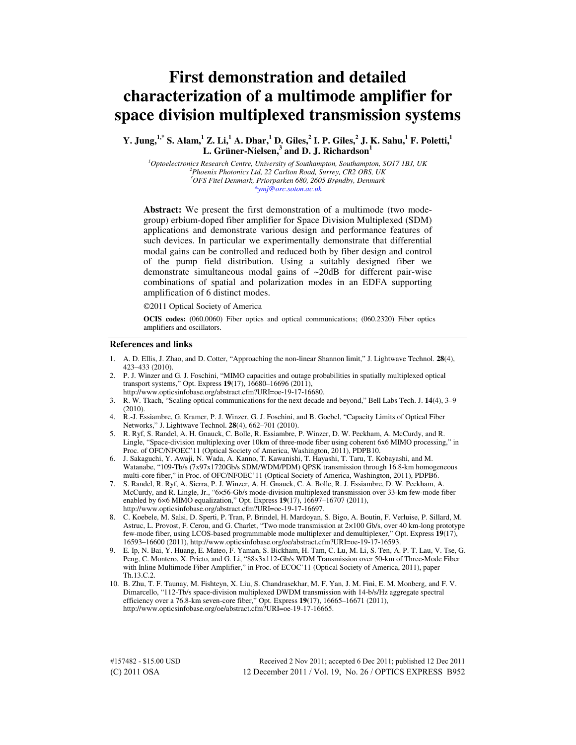# First demonstration and detailed characterization of a multimode amplifier for space division multiplexed transmission systems

**Y. Jung,[1,*] S. Alam,[1] Z. Li,[1] A. Dhar,[1] D. Giles,[2] I. P. Giles,[2] J. K. Sahu,[1] F. Poletti,[1] L. Grüner-Nielsen,[3] and D. J. Richardson[1]**

[1]*Optoelectronics Research Centre, University of Southampton, Southampton, SO17 1BJ, UK*
[2]*Phoenix Photonics Ltd, 22 Carlton Road, Surrey, CR2 OBS, UK*
[3]*OFS Fitel Denmark, Priorparken 680, 2605 Brøndby, Denmark*
*\*ymj@orc.soton.ac.uk*

**Abstract:** We present the first demonstration of a multimode (two mode-group) erbium-doped fiber amplifier for Space Division Multiplexed (SDM) applications and demonstrate various design and performance features of such devices. In particular we experimentally demonstrate that differential modal gains can be controlled and reduced both by fiber design and control of the pump field distribution. Using a suitably designed fiber we demonstrate simultaneous modal gains of ~20dB for different pair-wise combinations of spatial and polarization modes in an EDFA supporting amplification of 6 distinct modes.

©2011 Optical Society of America

**OCIS codes:** (060.0060) Fiber optics and optical communications; (060.2320) Fiber optics amplifiers and oscillators.

## References and links

1. A. D. Ellis, J. Zhao, and D. Cotter, "Approaching the non-linear Shannon limit," J. Lightwave Technol. **28**(4), 423–433 (2010).
2. P. J. Winzer and G. J. Foschini, "MIMO capacities and outage probabilities in spatially multiplexed optical transport systems," Opt. Express **19**(17), 16680–16696 (2011), http://www.opticsinfobase.org/abstract.cfm?URI=oe-19-17-16680.
3. R. W. Tkach, "Scaling optical communications for the next decade and beyond," Bell Labs Tech. J. **14**(4), 3–9 (2010).
4. R.-J. Essiambre, G. Kramer, P. J. Winzer, G. J. Foschini, and B. Goebel, "Capacity Limits of Optical Fiber Networks," J. Lightwave Technol. **28**(4), 662–701 (2010).
5. R. Ryf, S. Randel, A. H. Gnauck, C. Bolle, R. Essiambre, P. Winzer, D. W. Peckham, A. McCurdy, and R. Lingle, "Space-division multiplexing over 10km of three-mode fiber using coherent 6x6 MIMO processing," in Proc. of OFC/NFOEC'11 (Optical Society of America, Washington, 2011), PDPB10.
6. J. Sakaguchi, Y. Awaji, N. Wada, A. Kanno, T. Kawanishi, T. Hayashi, T. Taru, T. Kobayashi, and M. Watanabe, "109-Tb/s (7x97x1720Gb/s SDM/WDM/PDM) QPSK transmission through 16.8-km homogeneous multi-core fiber," in Proc. of OFC/NFOEC'11 (Optical Society of America, Washington, 2011), PDPB6.
7. S. Randel, R. Ryf, A. Sierra, P. J. Winzer, A. H. Gnauck, C. A. Bolle, R. J. Essiambre, D. W. Peckham, A. McCurdy, and R. Lingle, Jr., "6×56-Gb/s mode-division multiplexed transmission over 33-km few-mode fiber enabled by 6×6 MIMO equalization," Opt. Express **19**(17), 16697–16707 (2011), http://www.opticsinfobase.org/abstract.cfm?URI=oe-19-17-16697.
8. C. Koebele, M. Salsi, D. Sperti, P. Tran, P. Brindel, H. Mardoyan, S. Bigo, A. Boutin, F. Verluise, P. Sillard, M. Astruc, L. Provost, F. Cerou, and G. Charlet, "Two mode transmission at 2×100 Gb/s, over 40 km-long prototype few-mode fiber, using LCOS-based programmable mode multiplexer and demultiplexer," Opt. Express **19**(17), 16593–16600 (2011), http://www.opticsinfobase.org/oe/abstract.cfm?URI=oe-19-17-16593.
9. E. Ip, N. Bai, Y. Huang, E. Mateo, F. Yaman, S. Bickham, H. Tam, C. Lu, M. Li, S. Ten, A. P. T. Lau, V. Tse, G. Peng, C. Montero, X. Prieto, and G. Li, "88x3x112-Gb/s WDM Transmission over 50-km of Three-Mode Fiber with Inline Multimode Fiber Amplifier," in Proc. of ECOC'11 (Optical Society of America, 2011), paper Th.13.C.2.
10. B. Zhu, T. F. Taunay, M. Fishteyn, X. Liu, S. Chandrasekhar, M. F. Yan, J. M. Fini, E. M. Monberg, and F. V. Dimarcello, "112-Tb/s space-division multiplexed DWDM transmission with 14-b/s/Hz aggregate spectral efficiency over a 76.8-km seven-core fiber," Opt. Express **19**(17), 16665–16671 (2011), http://www.opticsinfobase.org/oe/abstract.cfm?URI=oe-19-17-16665.

#157482 - $15.00 USD Received 2 Nov 2011; accepted 6 Dec 2011; published 12 Dec 2011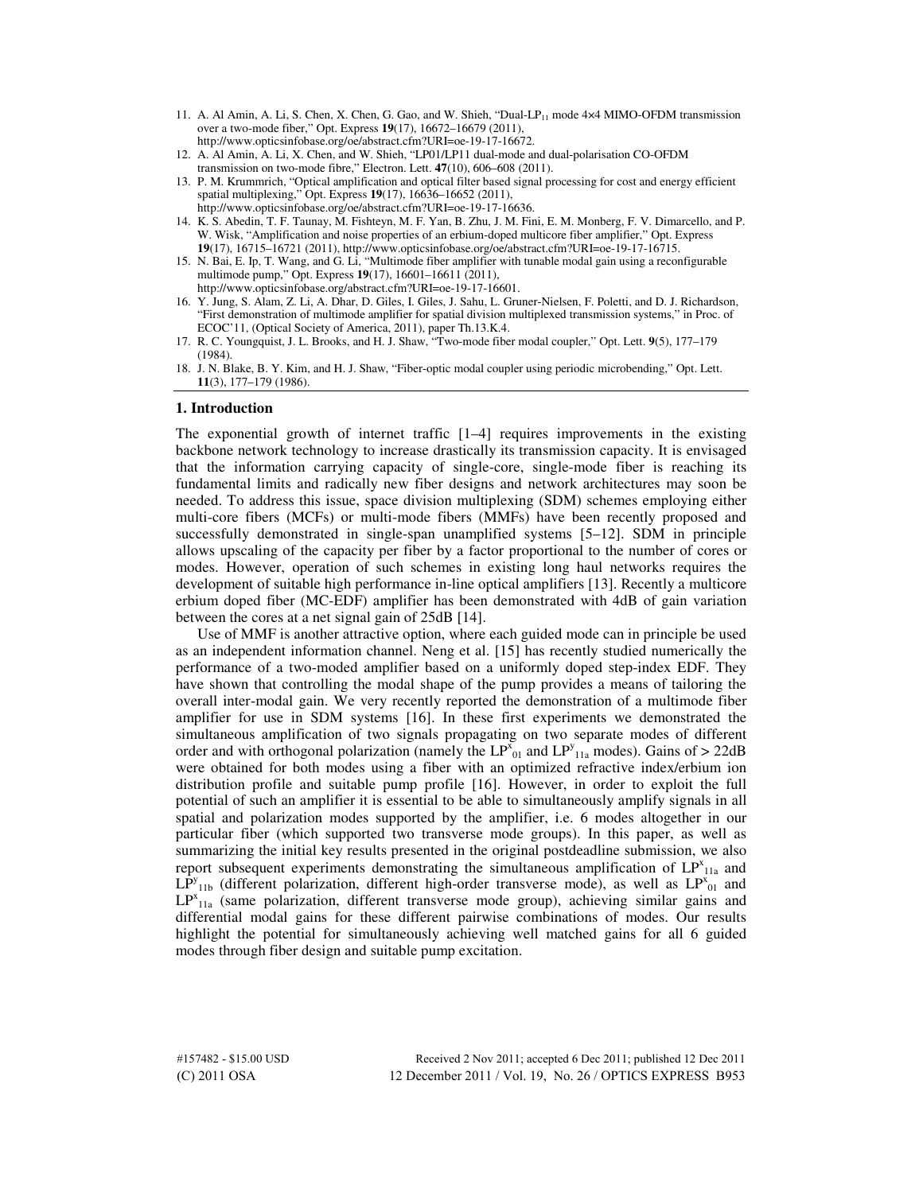11. A. Al Amin, A. Li, S. Chen, X. Chen, G. Gao, and W. Shieh, "Dual-$LP_{11}$ mode 4×4 MIMO-OFDM transmission over a two-mode fiber," Opt. Express **19**(17), 16672–16679 (2011), http://www.opticsinfobase.org/oe/abstract.cfm?URI=oe-19-17-16672.
12. A. Al Amin, A. Li, X. Chen, and W. Shieh, "LP01/LP11 dual-mode and dual-polarisation CO-OFDM transmission on two-mode fibre," Electron. Lett. **47**(10), 606–608 (2011).
13. P. M. Krummrich, "Optical amplification and optical filter based signal processing for cost and energy efficient spatial multiplexing," Opt. Express **19**(17), 16636–16652 (2011), http://www.opticsinfobase.org/oe/abstract.cfm?URI=oe-19-17-16636.
14. K. S. Abedin, T. F. Taunay, M. Fishteyn, M. F. Yan, B. Zhu, J. M. Fini, E. M. Monberg, F. V. Dimarcello, and P. W. Wisk, "Amplification and noise properties of an erbium-doped multicore fiber amplifier," Opt. Express **19**(17), 16715–16721 (2011), http://www.opticsinfobase.org/oe/abstract.cfm?URI=oe-19-17-16715.
15. N. Bai, E. Ip, T. Wang, and G. Li, "Multimode fiber amplifier with tunable modal gain using a reconfigurable multimode pump," Opt. Express **19**(17), 16601–16611 (2011), http://www.opticsinfobase.org/abstract.cfm?URI=oe-19-17-16601.
16. Y. Jung, S. Alam, Z. Li, A. Dhar, D. Giles, I. Giles, J. Sahu, L. Gruner-Nielsen, F. Poletti, and D. J. Richardson, "First demonstration of multimode amplifier for spatial division multiplexed transmission systems," in Proc. of ECOC'11, (Optical Society of America, 2011), paper Th.13.K.4.
17. R. C. Youngquist, J. L. Brooks, and H. J. Shaw, "Two-mode fiber modal coupler," Opt. Lett. **9**(5), 177–179 (1984).
18. J. N. Blake, B. Y. Kim, and H. J. Shaw, "Fiber-optic modal coupler using periodic microbending," Opt. Lett. **11**(3), 177–179 (1986).

## 1. Introduction

The exponential growth of internet traffic [1–4] requires improvements in the existing backbone network technology to increase drastically its transmission capacity. It is envisaged that the information carrying capacity of single-core, single-mode fiber is reaching its fundamental limits and radically new fiber designs and network architectures may soon be needed. To address this issue, space division multiplexing (SDM) schemes employing either multi-core fibers (MCFs) or multi-mode fibers (MMFs) have been recently proposed and successfully demonstrated in single-span unamplified systems [5–12]. SDM in principle allows upscaling of the capacity per fiber by a factor proportional to the number of cores or modes. However, operation of such schemes in existing long haul networks requires the development of suitable high performance in-line optical amplifiers [13]. Recently a multicore erbium doped fiber (MC-EDF) amplifier has been demonstrated with 4dB of gain variation between the cores at a net signal gain of 25dB [14].

Use of MMF is another attractive option, where each guided mode can in principle be used as an independent information channel. Neng et al. [15] has recently studied numerically the performance of a two-moded amplifier based on a uniformly doped step-index EDF. They have shown that controlling the modal shape of the pump provides a means of tailoring the overall inter-modal gain. We very recently reported the demonstration of a multimode fiber amplifier for use in SDM systems [16]. In these first experiments we demonstrated the simultaneous amplification of two signals propagating on two separate modes of different order and with orthogonal polarization (namely the $LP^{x}_{01}$ and $LP^{y}_{11a}$ modes). Gains of > 22dB were obtained for both modes using a fiber with an optimized refractive index/erbium ion distribution profile and suitable pump profile [16]. However, in order to exploit the full potential of such an amplifier it is essential to be able to simultaneously amplify signals in all spatial and polarization modes supported by the amplifier, i.e. 6 modes altogether in our particular fiber (which supported two transverse mode groups). In this paper, as well as summarizing the initial key results presented in the original postdeadline submission, we also report subsequent experiments demonstrating the simultaneous amplification of $LP^{x}_{11a}$ and $LP^{y}_{11b}$ (different polarization, different high-order transverse mode), as well as $LP^{x}_{01}$ and $LP^{x}_{11a}$ (same polarization, different transverse mode group), achieving similar gains and differential modal gains for these different pairwise combinations of modes. Our results highlight the potential for simultaneously achieving well matched gains for all 6 guided modes through fiber design and suitable pump excitation.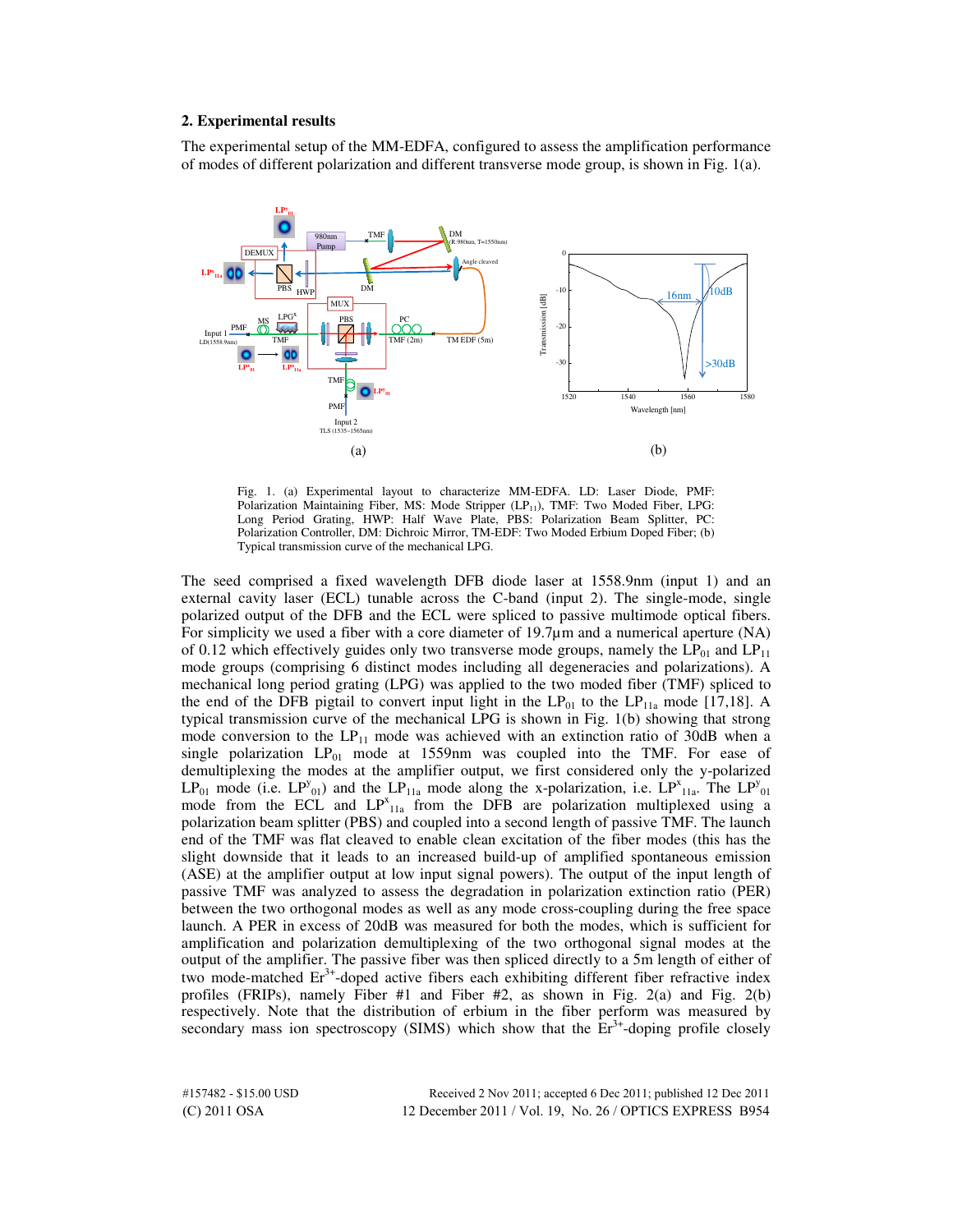## 2. Experimental results

The experimental setup of the MM-EDFA, configured to assess the amplification performance of modes of different polarization and different transverse mode group, is shown in Fig. 1(a).

Fig. 1. (a) Experimental layout to characterize MM-EDFA. LD: Laser Diode, PMF: Polarization Maintaining Fiber, MS: Mode Stripper ($LP_{11}$), TMF: Two Moded Fiber, LPG: Long Period Grating, HWP: Half Wave Plate, PBS: Polarization Beam Splitter, PC: Polarization Controller, DM: Dichroic Mirror, TM-EDF: Two Moded Erbium Doped Fiber; (b) Typical transmission curve of the mechanical LPG.

The seed comprised a fixed wavelength DFB diode laser at 1558.9nm (input 1) and an external cavity laser (ECL) tunable across the C-band (input 2). The single-mode, single polarized output of the DFB and the ECL were spliced to passive multimode optical fibers. For simplicity we used a fiber with a core diameter of 19.7µm and a numerical aperture (NA) of 0.12 which effectively guides only two transverse mode groups, namely the $LP_{01}$ and $LP_{11}$ mode groups (comprising 6 distinct modes including all degeneracies and polarizations). A mechanical long period grating (LPG) was applied to the two moded fiber (TMF) spliced to the end of the DFB pigtail to convert input light in the $LP_{01}$ to the $LP_{11a}$ mode [17,18]. A typical transmission curve of the mechanical LPG is shown in Fig. 1(b) showing that strong mode conversion to the $LP_{11}$ mode was achieved with an extinction ratio of 30dB when a single polarization $LP_{01}$ mode at 1559nm was coupled into the TMF. For ease of demultiplexing the modes at the amplifier output, we first considered only the y-polarized $LP_{01}$ mode (i.e. $LP^{y}_{01}$) and the $LP_{11a}$ mode along the x-polarization, i.e. $LP^{x}_{11a}$. The $LP^{y}_{01}$ mode from the ECL and $LP^{x}_{11a}$ from the DFB are polarization multiplexed using a polarization beam splitter (PBS) and coupled into a second length of passive TMF. The launch end of the TMF was flat cleaved to enable clean excitation of the fiber modes (this has the slight downside that it leads to an increased build-up of amplified spontaneous emission (ASE) at the amplifier output at low input signal powers). The output of the input length of passive TMF was analyzed to assess the degradation in polarization extinction ratio (PER) between the two orthogonal modes as well as any mode cross-coupling during the free space launch. A PER in excess of 20dB was measured for both the modes, which is sufficient for amplification and polarization demultiplexing of the two orthogonal signal modes at the output of the amplifier. The passive fiber was then spliced directly to a 5m length of either of two mode-matched $Er^{3+}$-doped active fibers each exhibiting different fiber refractive index profiles (FRIPs), namely Fiber #1 and Fiber #2, as shown in Fig. 2(a) and Fig. 2(b) respectively. Note that the distribution of erbium in the fiber perform was measured by secondary mass ion spectroscopy (SIMS) which show that the $Er^{3+}$-doping profile closely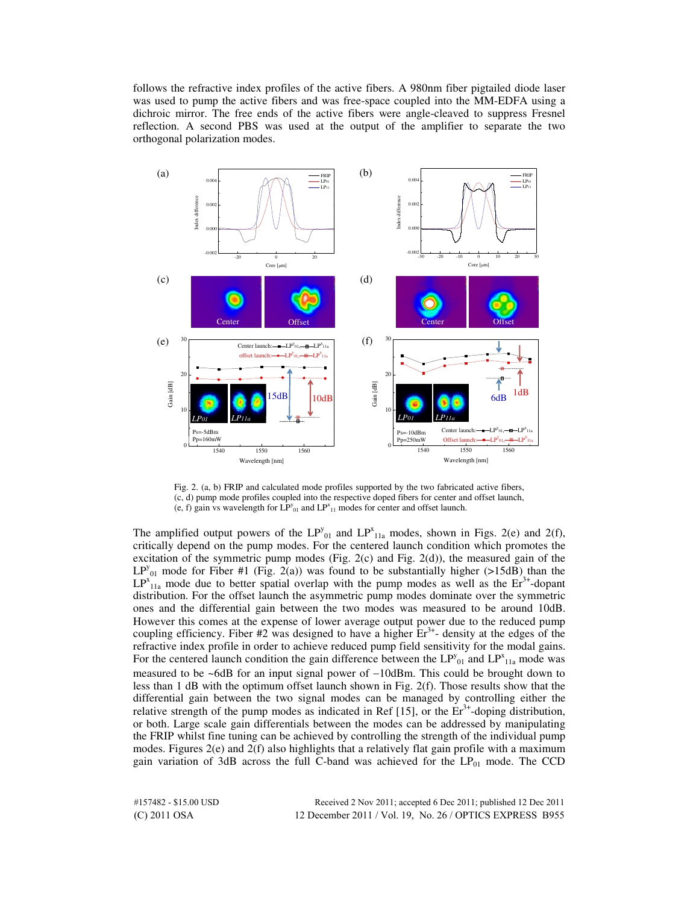follows the refractive index profiles of the active fibers. A 980nm fiber pigtailed diode laser was used to pump the active fibers and was free-space coupled into the MM-EDFA using a dichroic mirror. The free ends of the active fibers were angle-cleaved to suppress Fresnel reflection. A second PBS was used at the output of the amplifier to separate the two orthogonal polarization modes.

Fig. 2. (a, b) FRIP and calculated mode profiles supported by the two fabricated active fibers, (c, d) pump mode profiles coupled into the respective doped fibers for center and offset launch, (e, f) gain vs wavelength for $LP^{y}_{01}$ and $LP^{x}_{11}$ modes for center and offset launch.

The amplified output powers of the $LP^{y}_{01}$ and $LP^{x}_{11a}$ modes, shown in Figs. 2(e) and 2(f), critically depend on the pump modes. For the centered launch condition which promotes the excitation of the symmetric pump modes (Fig. 2(c) and Fig. 2(d)), the measured gain of the $LP^{y}_{01}$ mode for Fiber #1 (Fig. 2(a)) was found to be substantially higher (>15dB) than the $LP^{x}_{11a}$ mode due to better spatial overlap with the pump modes as well as the $Er^{3+}$-dopant distribution. For the offset launch the asymmetric pump modes dominate over the symmetric ones and the differential gain between the two modes was measured to be around 10dB. However this comes at the expense of lower average output power due to the reduced pump coupling efficiency. Fiber #2 was designed to have a higher $Er^{3+}$- density at the edges of the refractive index profile in order to achieve reduced pump field sensitivity for the modal gains. For the centered launch condition the gain difference between the $LP^{y}_{01}$ and $LP^{x}_{11a}$ mode was measured to be ~6dB for an input signal power of −10dBm. This could be brought down to less than 1 dB with the optimum offset launch shown in Fig. 2(f). Those results show that the differential gain between the two signal modes can be managed by controlling either the relative strength of the pump modes as indicated in Ref [15], or the $Er^{3+}$-doping distribution, or both. Large scale gain differentials between the modes can be addressed by manipulating the FRIP whilst fine tuning can be achieved by controlling the strength of the individual pump modes. Figures 2(e) and 2(f) also highlights that a relatively flat gain profile with a maximum gain variation of 3dB across the full C-band was achieved for the $LP_{01}$ mode. The CCD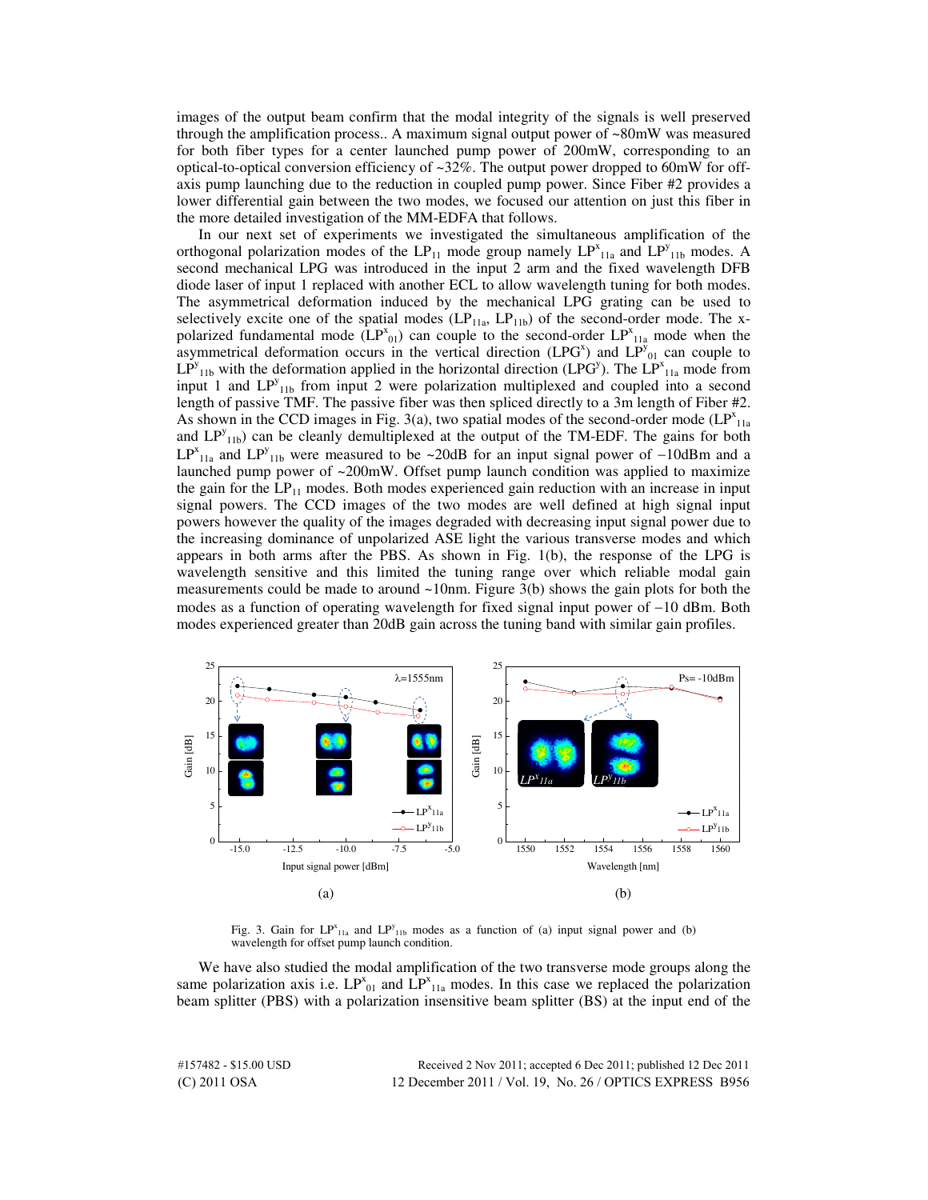images of the output beam confirm that the modal integrity of the signals is well preserved through the amplification process.. A maximum signal output power of ~80mW was measured for both fiber types for a center launched pump power of 200mW, corresponding to an optical-to-optical conversion efficiency of ~32%. The output power dropped to 60mW for off-axis pump launching due to the reduction in coupled pump power. Since Fiber #2 provides a lower differential gain between the two modes, we focused our attention on just this fiber in the more detailed investigation of the MM-EDFA that follows.

In our next set of experiments we investigated the simultaneous amplification of the orthogonal polarization modes of the $LP_{11}$ mode group namely $LP^{x}_{11a}$ and $LP^{y}_{11b}$ modes. A second mechanical LPG was introduced in the input 2 arm and the fixed wavelength DFB diode laser of input 1 replaced with another ECL to allow wavelength tuning for both modes. The asymmetrical deformation induced by the mechanical LPG grating can be used to selectively excite one of the spatial modes ($LP_{11a}$, $LP_{11b}$) of the second-order mode. The x-polarized fundamental mode ($LP^{x}_{01}$) can couple to the second-order $LP^{x}_{11a}$ mode when the asymmetrical deformation occurs in the vertical direction ($LPG^{x}$) and $LP^{y}_{01}$ can couple to $LP^{y}_{11b}$ with the deformation applied in the horizontal direction ($LPG^{y}$). The $LP^{x}_{11a}$ mode from input 1 and $LP^{y}_{11b}$ from input 2 were polarization multiplexed and coupled into a second length of passive TMF. The passive fiber was then spliced directly to a 3m length of Fiber #2. As shown in the CCD images in Fig. 3(a), two spatial modes of the second-order mode ($LP^{x}_{11a}$ and $LP^{y}_{11b}$) can be cleanly demultiplexed at the output of the TM-EDF. The gains for both $LP^{x}_{11a}$ and $LP^{y}_{11b}$ were measured to be ~20dB for an input signal power of −10dBm and a launched pump power of ~200mW. Offset pump launch condition was applied to maximize the gain for the $LP_{11}$ modes. Both modes experienced gain reduction with an increase in input signal powers. The CCD images of the two modes are well defined at high signal input powers however the quality of the images degraded with decreasing input signal power due to the increasing dominance of unpolarized ASE light the various transverse modes and which appears in both arms after the PBS. As shown in Fig. 1(b), the response of the LPG is wavelength sensitive and this limited the tuning range over which reliable modal gain measurements could be made to around ~10nm. Figure 3(b) shows the gain plots for both the modes as a function of operating wavelength for fixed signal input power of −10 dBm. Both modes experienced greater than 20dB gain across the tuning band with similar gain profiles.

Fig. 3. Gain for $LP^{x}_{11a}$ and $LP^{y}_{11b}$ modes as a function of (a) input signal power and (b) wavelength for offset pump launch condition.

We have also studied the modal amplification of the two transverse mode groups along the same polarization axis i.e. $LP^{x}_{01}$ and $LP^{x}_{11a}$ modes. In this case we replaced the polarization beam splitter (PBS) with a polarization insensitive beam splitter (BS) at the input end of the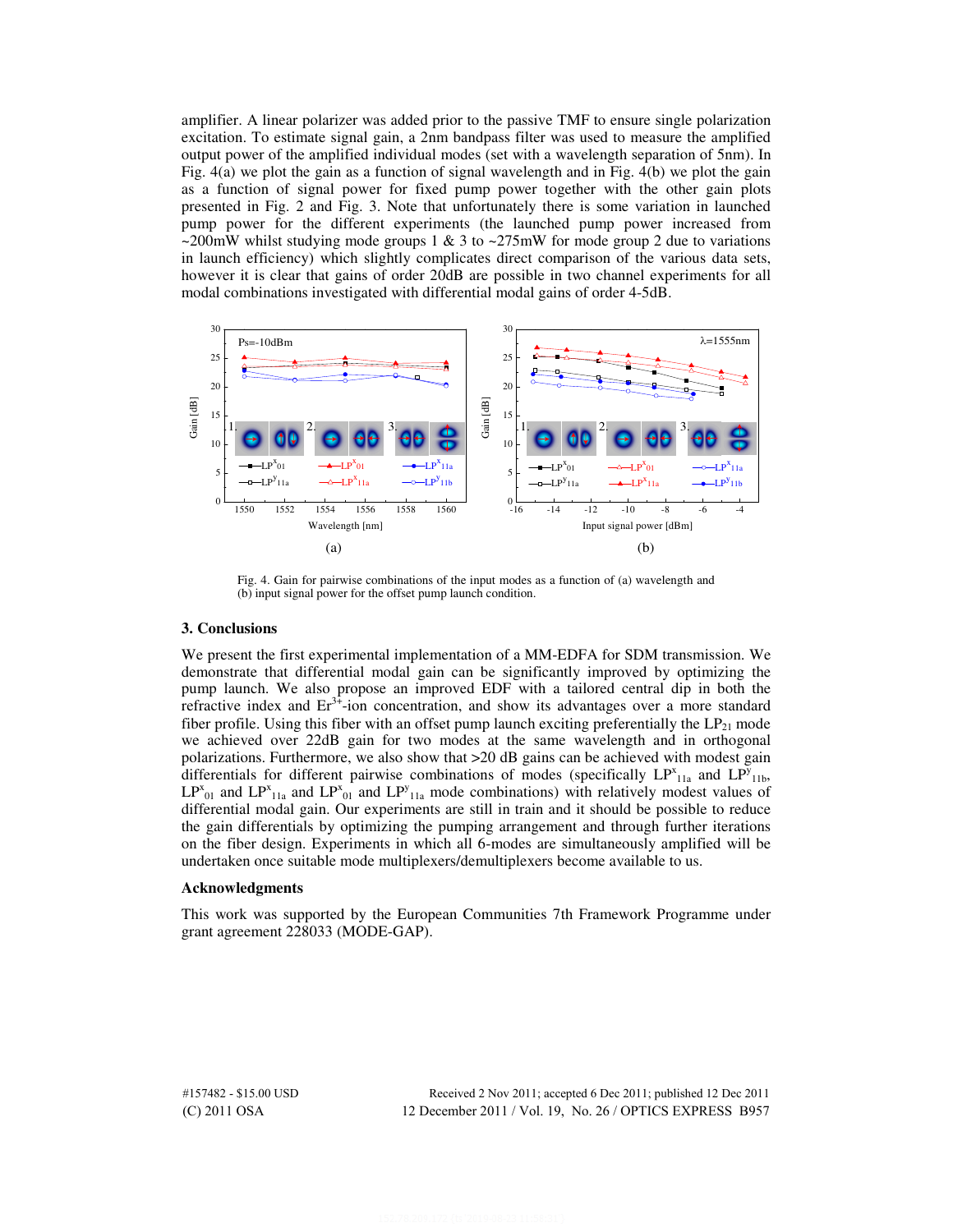amplifier. A linear polarizer was added prior to the passive TMF to ensure single polarization excitation. To estimate signal gain, a 2nm bandpass filter was used to measure the amplified output power of the amplified individual modes (set with a wavelength separation of 5nm). In Fig. 4(a) we plot the gain as a function of signal wavelength and in Fig. 4(b) we plot the gain as a function of signal power for fixed pump power together with the other gain plots presented in Fig. 2 and Fig. 3. Note that unfortunately there is some variation in launched pump power for the different experiments (the launched pump power increased from ~200mW whilst studying mode groups 1 & 3 to ~275mW for mode group 2 due to variations in launch efficiency) which slightly complicates direct comparison of the various data sets, however it is clear that gains of order 20dB are possible in two channel experiments for all modal combinations investigated with differential modal gains of order 4-5dB.

Ps=-10dBm

Gain [dB]

Wavelength [nm]

1550 1552 1554 1556 1558 1560

0 5 10 15 20 25 30

1. 2. 3.

$LP^x_{01}$ $LP^y_{11a}$ $LP^x_{01}$ $LP^x_{11a}$ $LP^x_{11a}$ $LP^y_{11b}$

(a)

λ=1555nm

Gain [dB]

Input signal power [dBm]

-16 -14 -12 -10 -8 -6 -4

0 5 10 15 20 25 30

1. 2. 3.

$LP^x_{01}$ $LP^y_{11a}$ $LP^x_{01}$ $LP^x_{11a}$ $LP^x_{11a}$ $LP^y_{11b}$

(b)

Fig. 4. Gain for pairwise combinations of the input modes as a function of (a) wavelength and (b) input signal power for the offset pump launch condition.

## 3. Conclusions

We present the first experimental implementation of a MM-EDFA for SDM transmission. We demonstrate that differential modal gain can be significantly improved by optimizing the pump launch. We also propose an improved EDF with a tailored central dip in both the refractive index and $Er^{3+}$-ion concentration, and show its advantages over a more standard fiber profile. Using this fiber with an offset pump launch exciting preferentially the $LP_{21}$ mode we achieved over 22dB gain for two modes at the same wavelength and in orthogonal polarizations. Furthermore, we also show that >20 dB gains can be achieved with modest gain differentials for different pairwise combinations of modes (specifically $LP^x_{11a}$ and $LP^y_{11b}$, $LP^x_{01}$ and $LP^x_{11a}$ and $LP^x_{01}$ and $LP^y_{11a}$ mode combinations) with relatively modest values of differential modal gain. Our experiments are still in train and it should be possible to reduce the gain differentials by optimizing the pumping arrangement and through further iterations on the fiber design. Experiments in which all 6-modes are simultaneously amplified will be undertaken once suitable mode multiplexers/demultiplexers become available to us.

### Acknowledgments

This work was supported by the European Communities 7th Framework Programme under grant agreement 228033 (MODE-GAP).